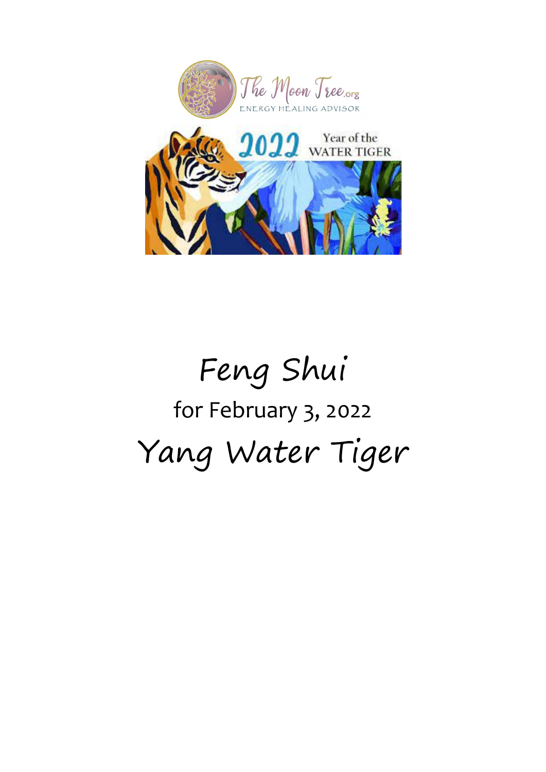The Moon Tree.org

ENERGY HEALING ADVISOR

2022 Year of the WATER TIGER

# Feng Shui

## for February 3, 2022

# Yang Water Tiger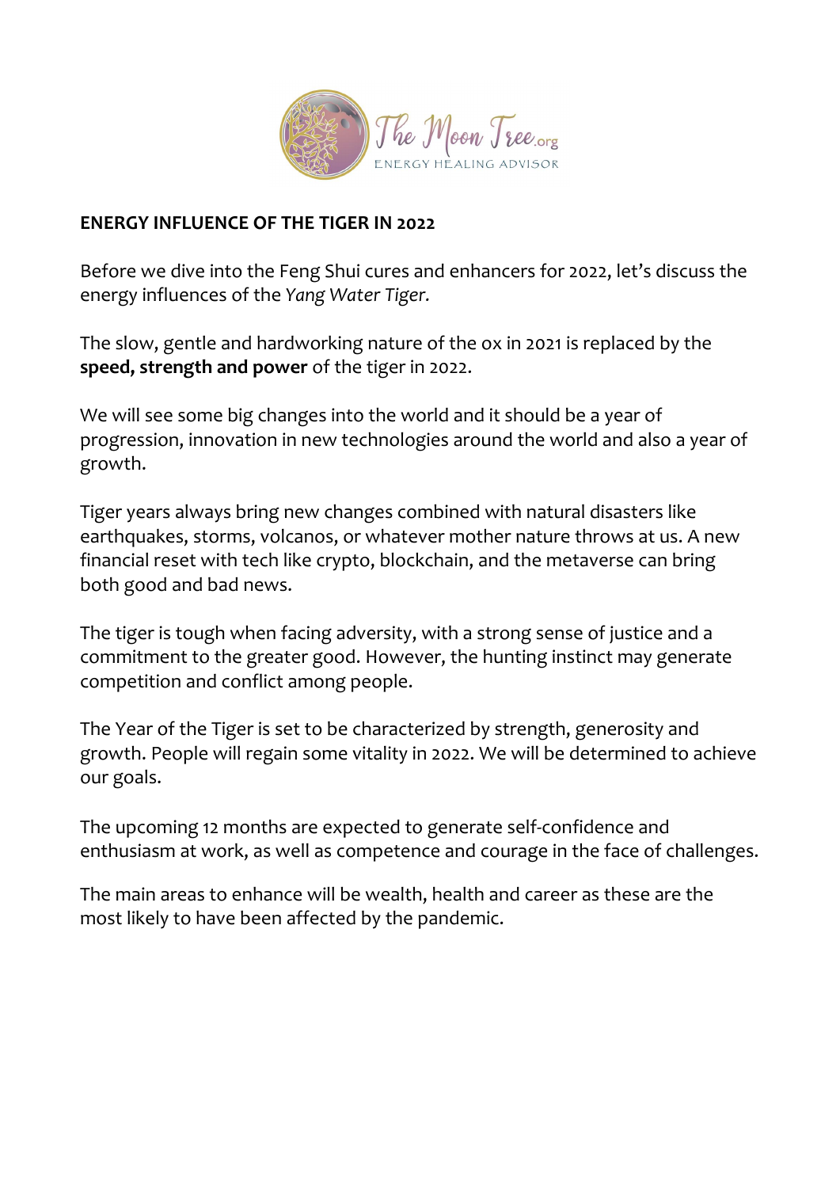## ENERGY INFLUENCE OF THE TIGER IN 2022

Before we dive into the Feng Shui cures and enhancers for 2022, let's discuss the energy influences of the *Yang Water Tiger.*

The slow, gentle and hardworking nature of the ox in 2021 is replaced by the **speed, strength and power** of the tiger in 2022.

We will see some big changes into the world and it should be a year of progression, innovation in new technologies around the world and also a year of growth.

Tiger years always bring new changes combined with natural disasters like earthquakes, storms, volcanos, or whatever mother nature throws at us. A new financial reset with tech like crypto, blockchain, and the metaverse can bring both good and bad news.

The tiger is tough when facing adversity, with a strong sense of justice and a commitment to the greater good. However, the hunting instinct may generate competition and conflict among people.

The Year of the Tiger is set to be characterized by strength, generosity and growth. People will regain some vitality in 2022. We will be determined to achieve our goals.

The upcoming 12 months are expected to generate self-confidence and enthusiasm at work, as well as competence and courage in the face of challenges.

The main areas to enhance will be wealth, health and career as these are the most likely to have been affected by the pandemic.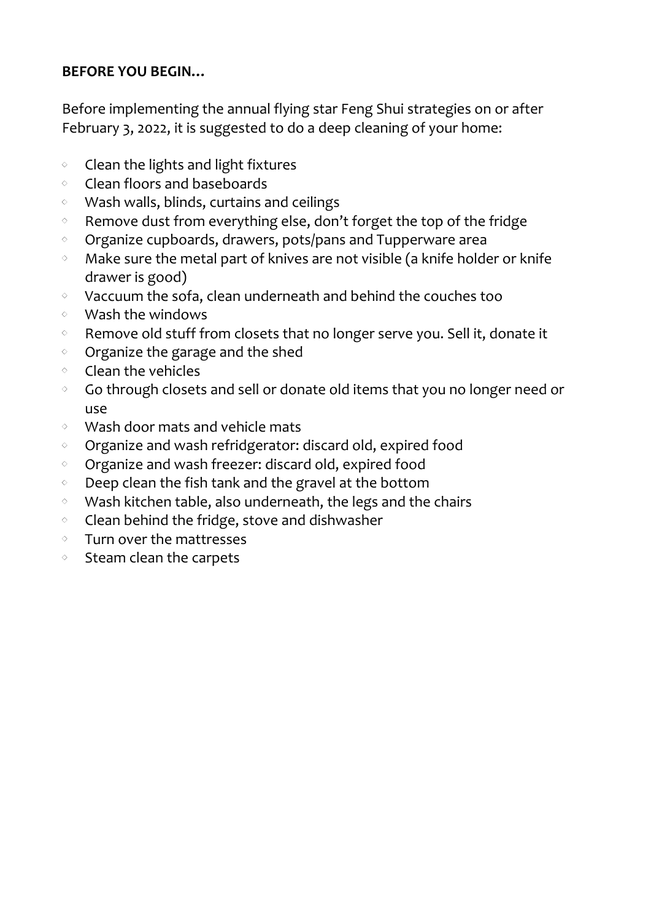**BEFORE YOU BEGIN…**

Before implementing the annual flying star Feng Shui strategies on or after February 3, 2022, it is suggested to do a deep cleaning of your home:

- Clean the lights and light fixtures
- Clean floors and baseboards
- Wash walls, blinds, curtains and ceilings
- Remove dust from everything else, don't forget the top of the fridge
- Organize cupboards, drawers, pots/pans and Tupperware area
- Make sure the metal part of knives are not visible (a knife holder or knife drawer is good)
- Vaccuum the sofa, clean underneath and behind the couches too
- Wash the windows
- Remove old stuff from closets that no longer serve you. Sell it, donate it
- Organize the garage and the shed
- Clean the vehicles
- Go through closets and sell or donate old items that you no longer need or use
- Wash door mats and vehicle mats
- Organize and wash refridgerator: discard old, expired food
- Organize and wash freezer: discard old, expired food
- Deep clean the fish tank and the gravel at the bottom
- Wash kitchen table, also underneath, the legs and the chairs
- Clean behind the fridge, stove and dishwasher
- Turn over the mattresses
- Steam clean the carpets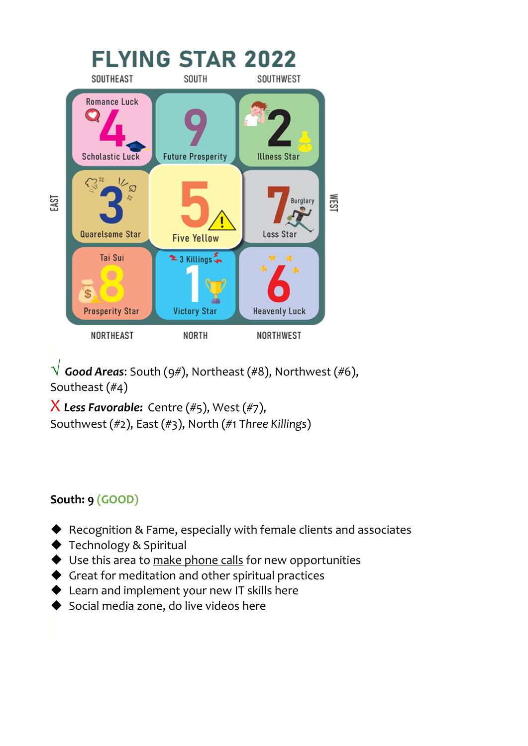# FLYING STAR 2022

| SOUTHEAST | SOUTH | SOUTHWEST |
|---|---|---|
| Romance Luck 4 Scholastic Luck | 9 Future Prosperity | 2 Illness Star |
| **EAST** 3 Quarelsome Star | 5 Five Yellow | 7 Burglary Loss Star **WEST** |
| Tai Sui 8 Prosperity Star | 3 Killings 1 Victory Star | 6 Heavenly Luck |
| NORTHEAST | NORTH | NORTHWEST |

√ ***Good Areas***: South (9#), Northeast (#8), Northwest (#6), Southeast (#4)

X ***Less Favorable:*** Centre (#5), West (#7), Southwest (#2), East (#3), North (#1 *Three Killings*)

**South: 9 (GOOD)**

- Recognition & Fame, especially with female clients and associates
- Technology & Spiritual
- Use this area to make phone calls for new opportunities
- Great for meditation and other spiritual practices
- Learn and implement your new IT skills here
- Social media zone, do live videos here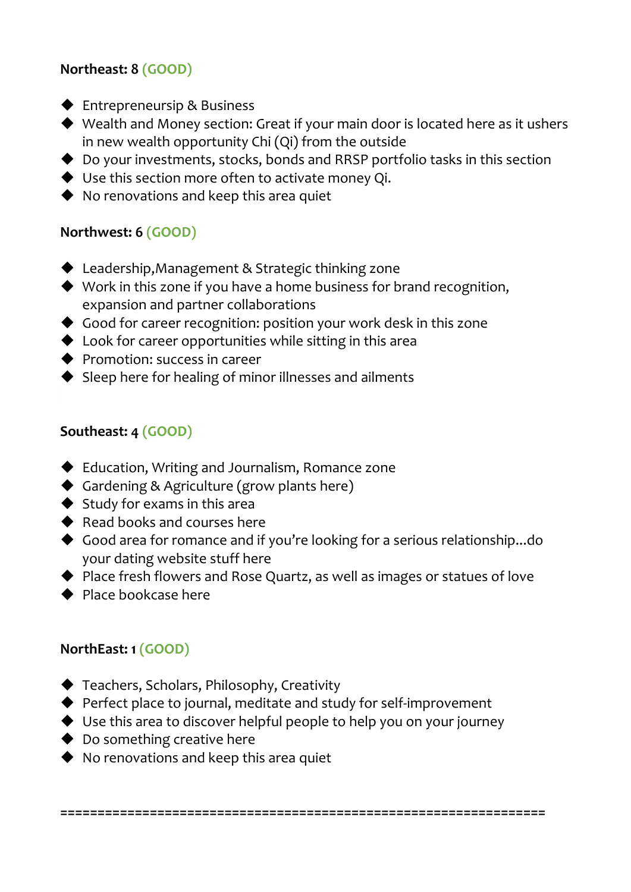**Northeast: 8 (GOOD)**

- Entrepreneursip & Business
- Wealth and Money section: Great if your main door is located here as it ushers in new wealth opportunity Chi (Qi) from the outside
- Do your investments, stocks, bonds and RRSP portfolio tasks in this section
- Use this section more often to activate money Qi.
- No renovations and keep this area quiet

**Northwest: 6 (GOOD)**

- Leadership,Management & Strategic thinking zone
- Work in this zone if you have a home business for brand recognition, expansion and partner collaborations
- Good for career recognition: position your work desk in this zone
- Look for career opportunities while sitting in this area
- Promotion: success in career
- Sleep here for healing of minor illnesses and ailments

**Southeast: 4 (GOOD)**

- Education, Writing and Journalism, Romance zone
- Gardening & Agriculture (grow plants here)
- Study for exams in this area
- Read books and courses here
- Good area for romance and if you're looking for a serious relationship...do your dating website stuff here
- Place fresh flowers and Rose Quartz, as well as images or statues of love
- Place bookcase here

**NorthEast: 1 (GOOD)**

- Teachers, Scholars, Philosophy, Creativity
- Perfect place to journal, meditate and study for self-improvement
- Use this area to discover helpful people to help you on your journey
- Do something creative here
- No renovations and keep this area quiet

==================================================================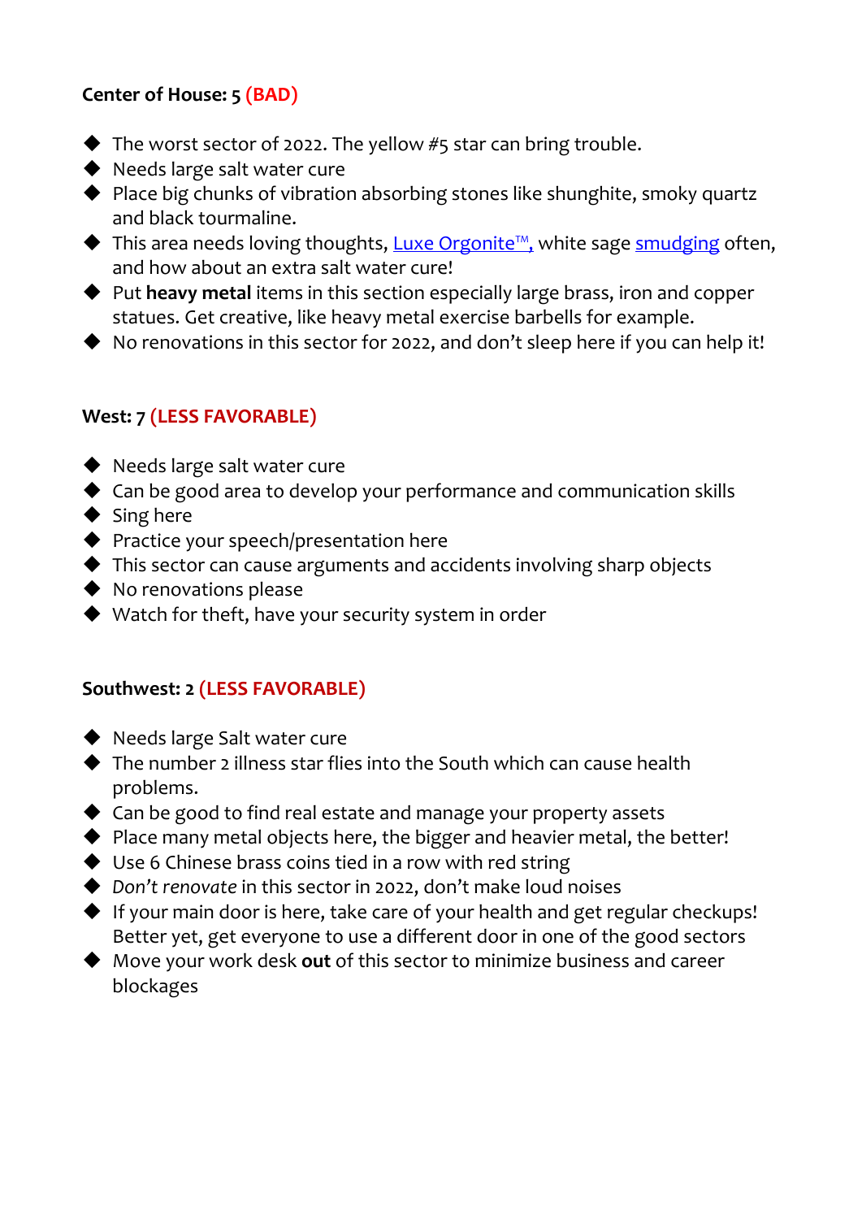**Center of House: 5 (BAD)**

- The worst sector of 2022. The yellow #5 star can bring trouble.
- Needs large salt water cure
- Place big chunks of vibration absorbing stones like shunghite, smoky quartz and black tourmaline.
- This area needs loving thoughts, Luxe Orgonite™, white sage smudging often, and how about an extra salt water cure!
- Put **heavy metal** items in this section especially large brass, iron and copper statues. Get creative, like heavy metal exercise barbells for example.
- No renovations in this sector for 2022, and don't sleep here if you can help it!

**West: 7 (LESS FAVORABLE)**

- Needs large salt water cure
- Can be good area to develop your performance and communication skills
- Sing here
- Practice your speech/presentation here
- This sector can cause arguments and accidents involving sharp objects
- No renovations please
- Watch for theft, have your security system in order

**Southwest: 2 (LESS FAVORABLE)**

- Needs large Salt water cure
- The number 2 illness star flies into the South which can cause health problems.
- Can be good to find real estate and manage your property assets
- Place many metal objects here, the bigger and heavier metal, the better!
- Use 6 Chinese brass coins tied in a row with red string
- *Don't renovate* in this sector in 2022, don't make loud noises
- If your main door is here, take care of your health and get regular checkups! Better yet, get everyone to use a different door in one of the good sectors
- Move your work desk **out** of this sector to minimize business and career blockages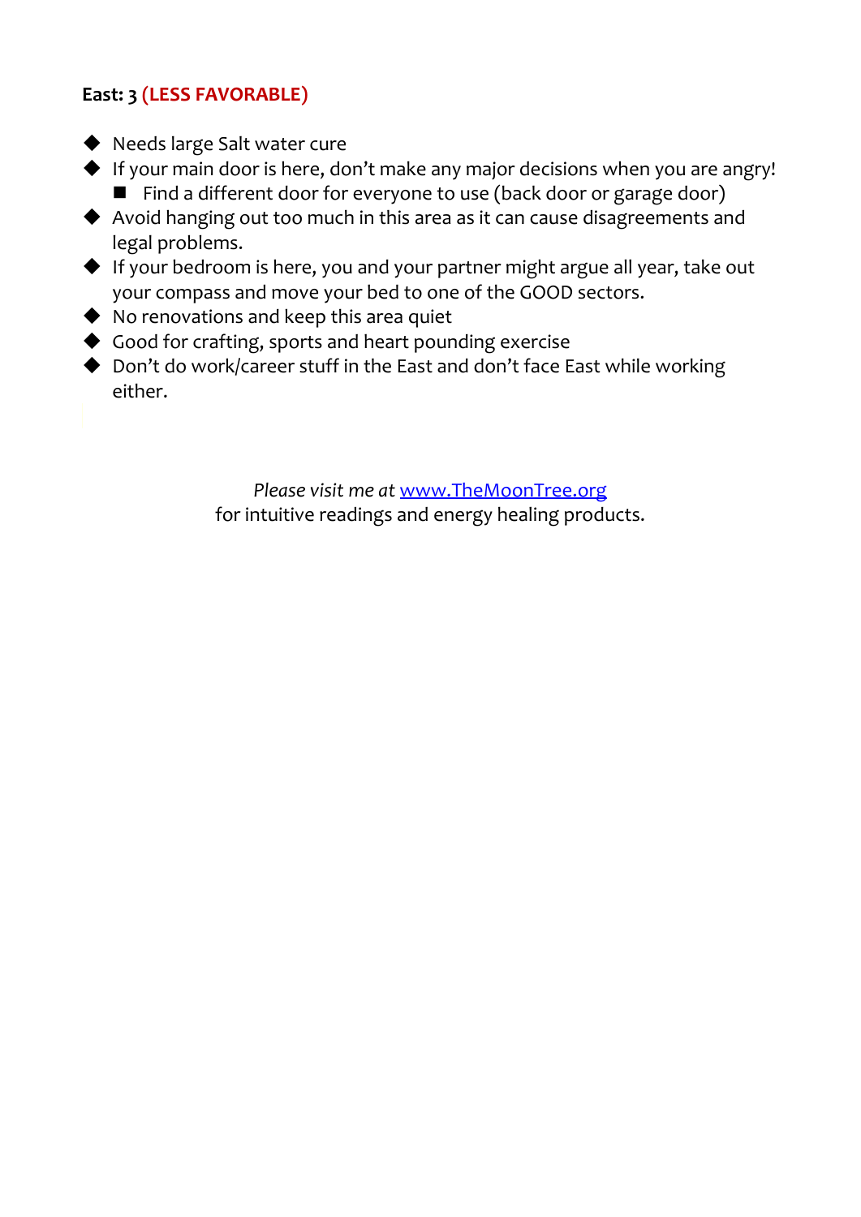**East: 3 (LESS FAVORABLE)**

- Needs large Salt water cure
- If your main door is here, don't make any major decisions when you are angry!
  - Find a different door for everyone to use (back door or garage door)
- Avoid hanging out too much in this area as it can cause disagreements and legal problems.
- If your bedroom is here, you and your partner might argue all year, take out your compass and move your bed to one of the GOOD sectors.
- No renovations and keep this area quiet
- Good for crafting, sports and heart pounding exercise
- Don't do work/career stuff in the East and don't face East while working either.

*Please visit me at* [www.TheMoonTree.org](http://www.TheMoonTree.org)
for intuitive readings and energy healing products.